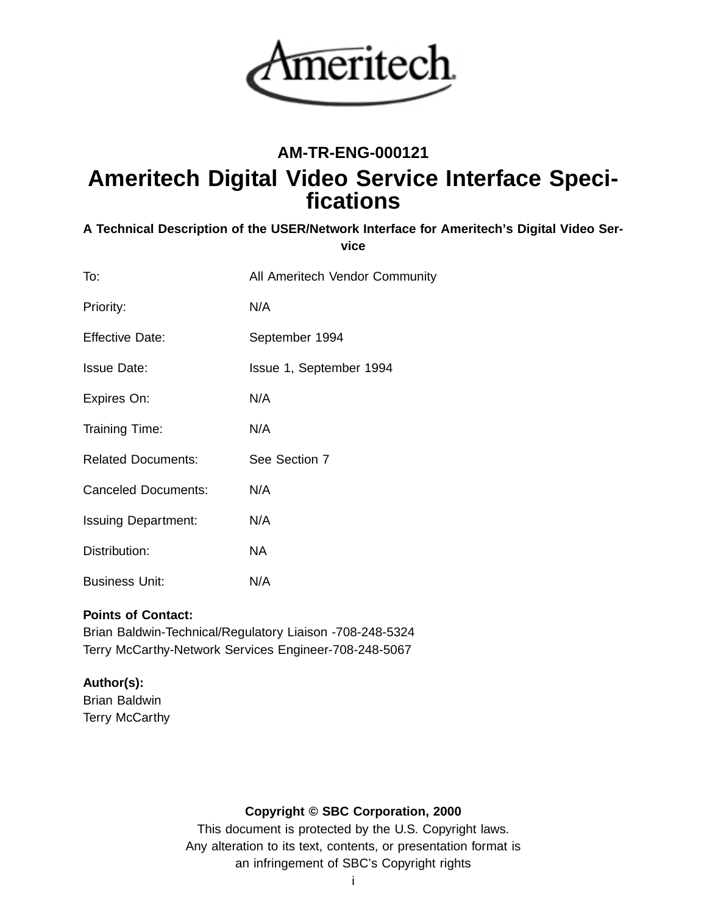**AM-TR-ENG-000121**

# Ameritech Digital Video Service Interface Specifications

**A Technical Description of the USER/Network Interface for Ameritech's Digital Video Service**

| | |
|---|---|
| To: | All Ameritech Vendor Community |
| Priority: | N/A |
| Effective Date: | September 1994 |
| Issue Date: | Issue 1, September 1994 |
| Expires On: | N/A |
| Training Time: | N/A |
| Related Documents: | See Section 7 |
| Canceled Documents: | N/A |
| Issuing Department: | N/A |
| Distribution: | NA |
| Business Unit: | N/A |

**Points of Contact:**
Brian Baldwin-Technical/Regulatory Liaison -708-248-5324
Terry McCarthy-Network Services Engineer-708-248-5067

**Author(s):**
Brian Baldwin
Terry McCarthy

**Copyright © SBC Corporation, 2000**
This document is protected by the U.S. Copyright laws.
Any alteration to its text, contents, or presentation format is
an infringement of SBC's Copyright rights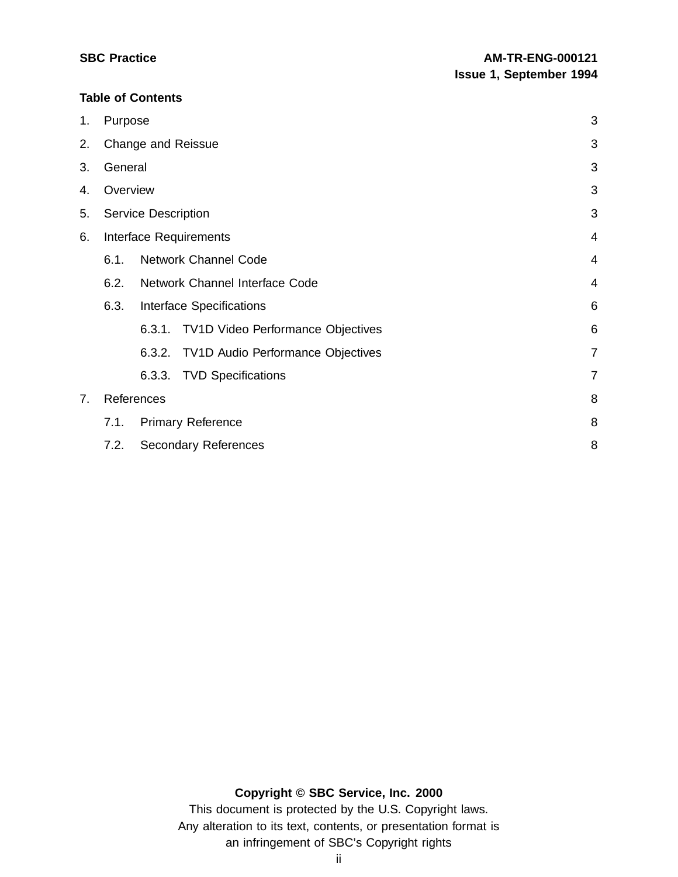**Table of Contents**

1. Purpose 3
2. Change and Reissue 3
3. General 3
4. Overview 3
5. Service Description 3
6. Interface Requirements 4
   - 6.1. Network Channel Code 4
   - 6.2. Network Channel Interface Code 4
   - 6.3. Interface Specifications 6
     - 6.3.1. TV1D Video Performance Objectives 6
     - 6.3.2. TV1D Audio Performance Objectives 7
     - 6.3.3. TVD Specifications 7
7. References 8
   - 7.1. Primary Reference 8
   - 7.2. Secondary References 8

**Copyright © SBC Service, Inc. 2000**

This document is protected by the U.S. Copyright laws.
Any alteration to its text, contents, or presentation format is an infringement of SBC's Copyright rights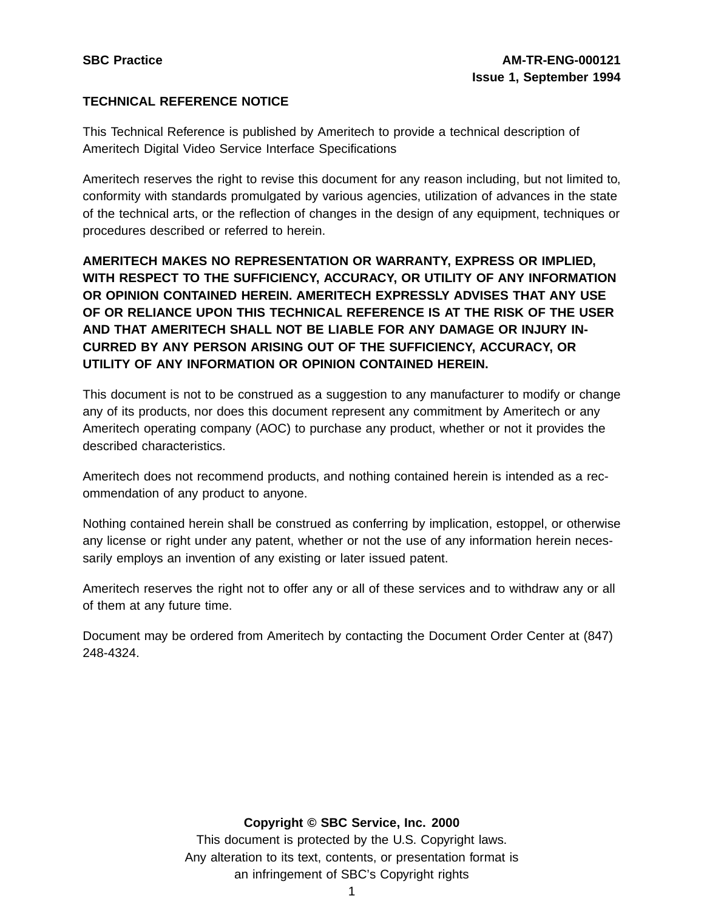**SBC Practice** **AM-TR-ENG-000121**
**Issue 1, September 1994**

**TECHNICAL REFERENCE NOTICE**

This Technical Reference is published by Ameritech to provide a technical description of Ameritech Digital Video Service Interface Specifications

Ameritech reserves the right to revise this document for any reason including, but not limited to, conformity with standards promulgated by various agencies, utilization of advances in the state of the technical arts, or the reflection of changes in the design of any equipment, techniques or procedures described or referred to herein.

**AMERITECH MAKES NO REPRESENTATION OR WARRANTY, EXPRESS OR IMPLIED, WITH RESPECT TO THE SUFFICIENCY, ACCURACY, OR UTILITY OF ANY INFORMATION OR OPINION CONTAINED HEREIN. AMERITECH EXPRESSLY ADVISES THAT ANY USE OF OR RELIANCE UPON THIS TECHNICAL REFERENCE IS AT THE RISK OF THE USER AND THAT AMERITECH SHALL NOT BE LIABLE FOR ANY DAMAGE OR INJURY INCURRED BY ANY PERSON ARISING OUT OF THE SUFFICIENCY, ACCURACY, OR UTILITY OF ANY INFORMATION OR OPINION CONTAINED HEREIN.**

This document is not to be construed as a suggestion to any manufacturer to modify or change any of its products, nor does this document represent any commitment by Ameritech or any Ameritech operating company (AOC) to purchase any product, whether or not it provides the described characteristics.

Ameritech does not recommend products, and nothing contained herein is intended as a recommendation of any product to anyone.

Nothing contained herein shall be construed as conferring by implication, estoppel, or otherwise any license or right under any patent, whether or not the use of any information herein necessarily employs an invention of any existing or later issued patent.

Ameritech reserves the right not to offer any or all of these services and to withdraw any or all of them at any future time.

Document may be ordered from Ameritech by contacting the Document Order Center at (847) 248-4324.

**Copyright © SBC Service, Inc. 2000**
This document is protected by the U.S. Copyright laws.
Any alteration to its text, contents, or presentation format is
an infringement of SBC's Copyright rights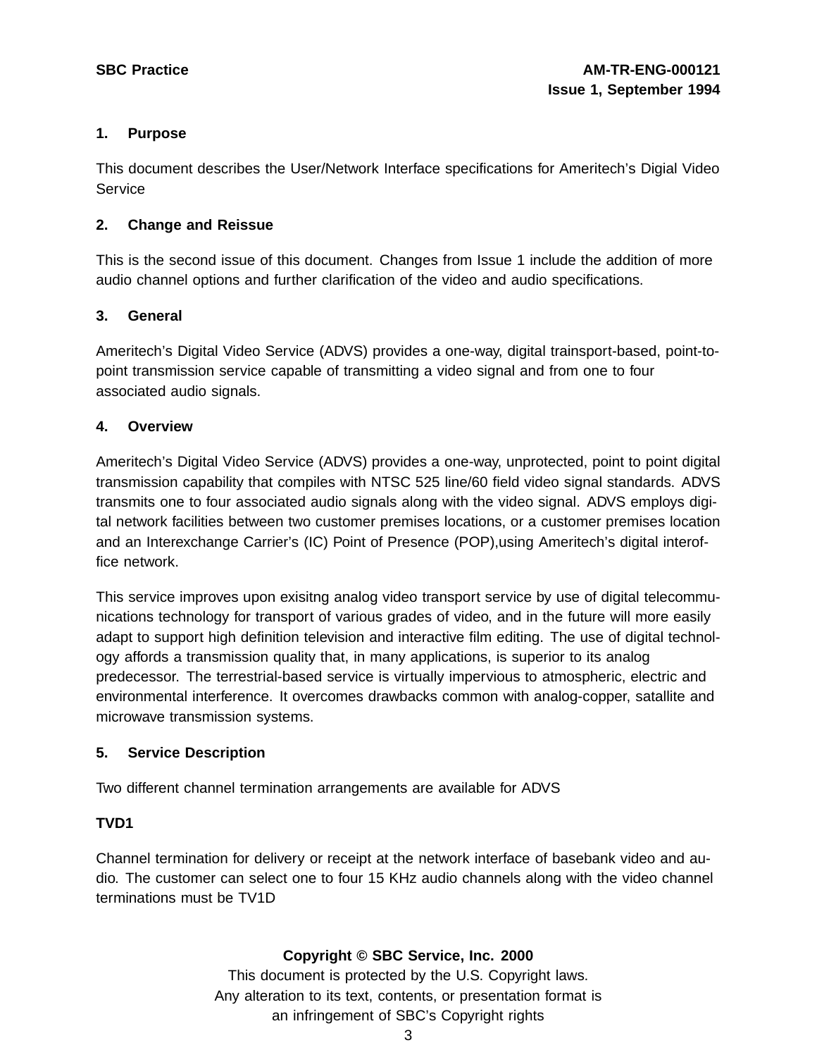## 1. Purpose

This document describes the User/Network Interface specifications for Ameritech's Digial Video Service

## 2. Change and Reissue

This is the second issue of this document. Changes from Issue 1 include the addition of more audio channel options and further clarification of the video and audio specifications.

## 3. General

Ameritech's Digital Video Service (ADVS) provides a one-way, digital trainsport-based, point-to-point transmission service capable of transmitting a video signal and from one to four associated audio signals.

## 4. Overview

Ameritech's Digital Video Service (ADVS) provides a one-way, unprotected, point to point digital transmission capability that compiles with NTSC 525 line/60 field video signal standards. ADVS transmits one to four associated audio signals along with the video signal. ADVS employs digital network facilities between two customer premises locations, or a customer premises location and an Interexchange Carrier's (IC) Point of Presence (POP),using Ameritech's digital interoffice network.

This service improves upon exisitng analog video transport service by use of digital telecommunications technology for transport of various grades of video, and in the future will more easily adapt to support high definition television and interactive film editing. The use of digital technology affords a transmission quality that, in many applications, is superior to its analog predecessor. The terrestrial-based service is virtually impervious to atmospheric, electric and environmental interference. It overcomes drawbacks common with analog-copper, satallite and microwave transmission systems.

## 5. Service Description

Two different channel termination arrangements are available for ADVS

**TVD1**

Channel termination for delivery or receipt at the network interface of basebank video and audio. The customer can select one to four 15 KHz audio channels along with the video channel terminations must be TV1D

**Copyright © SBC Service, Inc. 2000**
This document is protected by the U.S. Copyright laws.
Any alteration to its text, contents, or presentation format is
an infringement of SBC's Copyright rights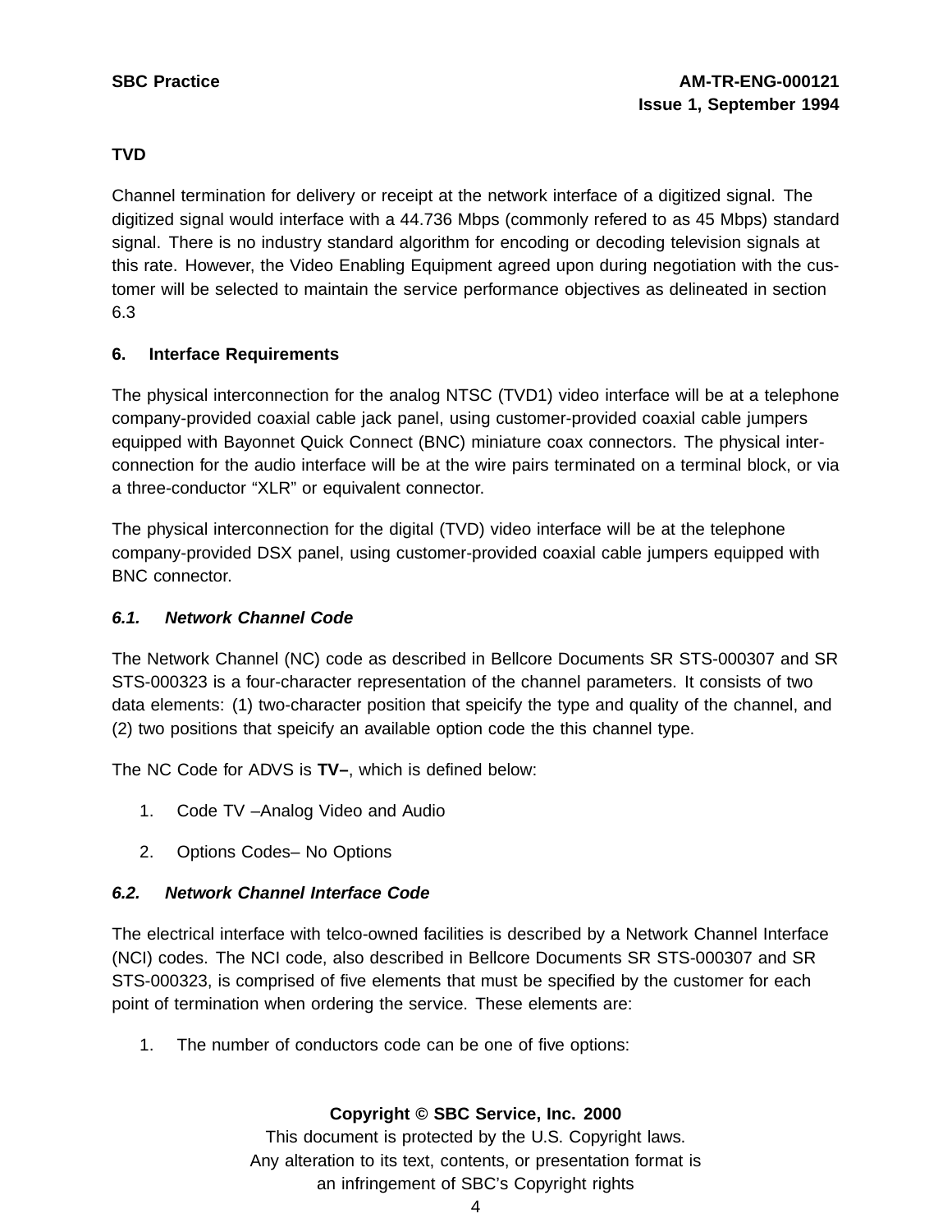**TVD**

Channel termination for delivery or receipt at the network interface of a digitized signal. The digitized signal would interface with a 44.736 Mbps (commonly refered to as 45 Mbps) standard signal. There is no industry standard algorithm for encoding or decoding television signals at this rate. However, the Video Enabling Equipment agreed upon during negotiation with the customer will be selected to maintain the service performance objectives as delineated in section 6.3

## 6. Interface Requirements

The physical interconnection for the analog NTSC (TVD1) video interface will be at a telephone company-provided coaxial cable jack panel, using customer-provided coaxial cable jumpers equipped with Bayonnet Quick Connect (BNC) miniature coax connectors. The physical interconnection for the audio interface will be at the wire pairs terminated on a terminal block, or via a three-conductor “XLR” or equivalent connector.

The physical interconnection for the digital (TVD) video interface will be at the telephone company-provided DSX panel, using customer-provided coaxial cable jumpers equipped with BNC connector.

### *6.1. Network Channel Code*

The Network Channel (NC) code as described in Bellcore Documents SR STS-000307 and SR STS-000323 is a four-character representation of the channel parameters. It consists of two data elements: (1) two-character position that speicify the type and quality of the channel, and (2) two positions that speicify an available option code the this channel type.

The NC Code for ADVS is **TV–**, which is defined below:

1. Code TV –Analog Video and Audio
2. Options Codes– No Options

### *6.2. Network Channel Interface Code*

The electrical interface with telco-owned facilities is described by a Network Channel Interface (NCI) codes. The NCI code, also described in Bellcore Documents SR STS-000307 and SR STS-000323, is comprised of five elements that must be specified by the customer for each point of termination when ordering the service. These elements are:

1. The number of conductors code can be one of five options: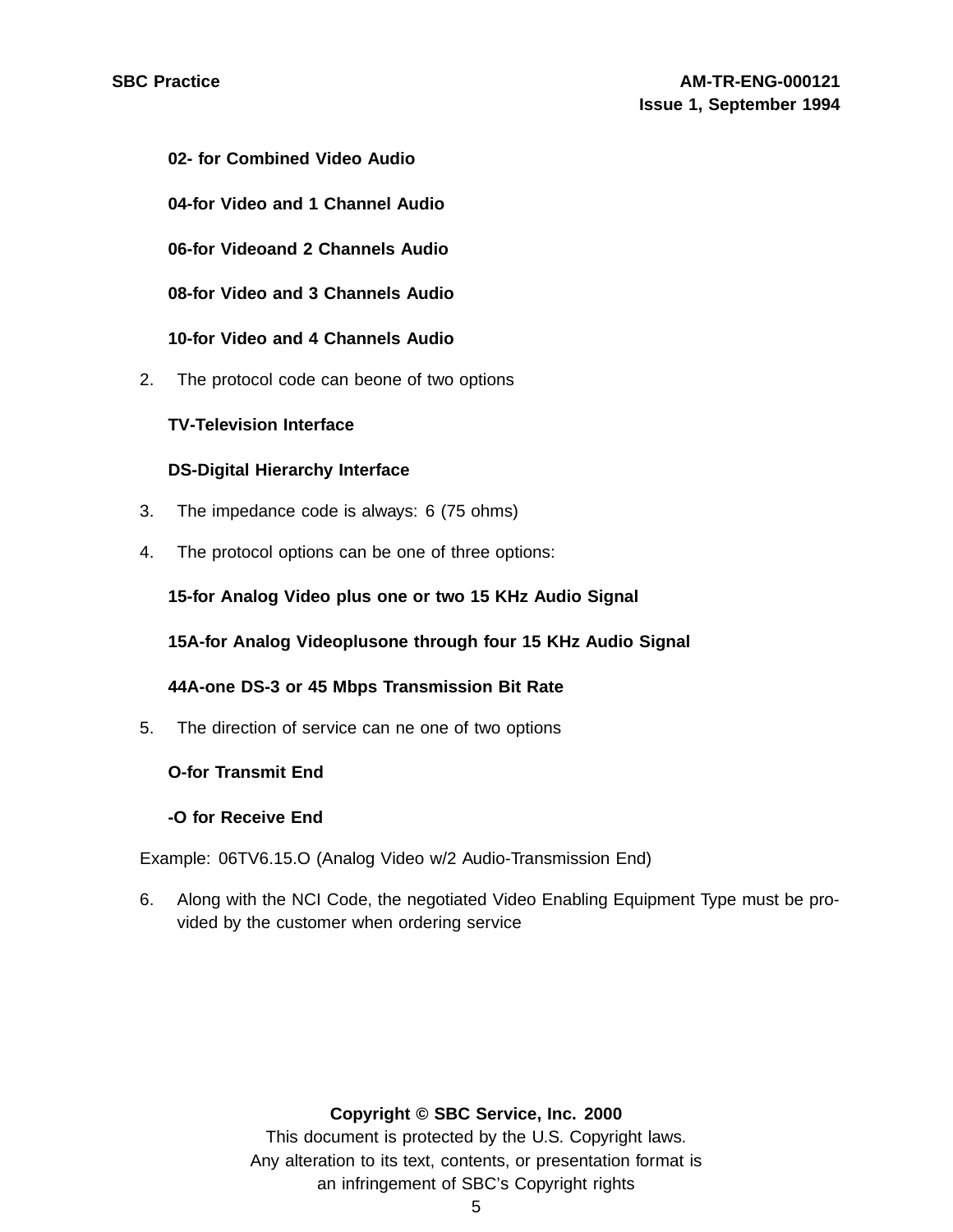**02- for Combined Video Audio**

**04-for Video and 1 Channel Audio**

**06-for Videoand 2 Channels Audio**

**08-for Video and 3 Channels Audio**

**10-for Video and 4 Channels Audio**

2. The protocol code can beone of two options

   **TV-Television Interface**

   **DS-Digital Hierarchy Interface**

3. The impedance code is always: 6 (75 ohms)

4. The protocol options can be one of three options:

   **15-for Analog Video plus one or two 15 KHz Audio Signal**

   **15A-for Analog Videoplusone through four 15 KHz Audio Signal**

   **44A-one DS-3 or 45 Mbps Transmission Bit Rate**

5. The direction of service can ne one of two options

   **O-for Transmit End**

   **-O for Receive End**

Example: 06TV6.15.O (Analog Video w/2 Audio-Transmission End)

6. Along with the NCI Code, the negotiated Video Enabling Equipment Type must be provided by the customer when ordering service

**Copyright © SBC Service, Inc. 2000**
This document is protected by the U.S. Copyright laws.
Any alteration to its text, contents, or presentation format is
an infringement of SBC's Copyright rights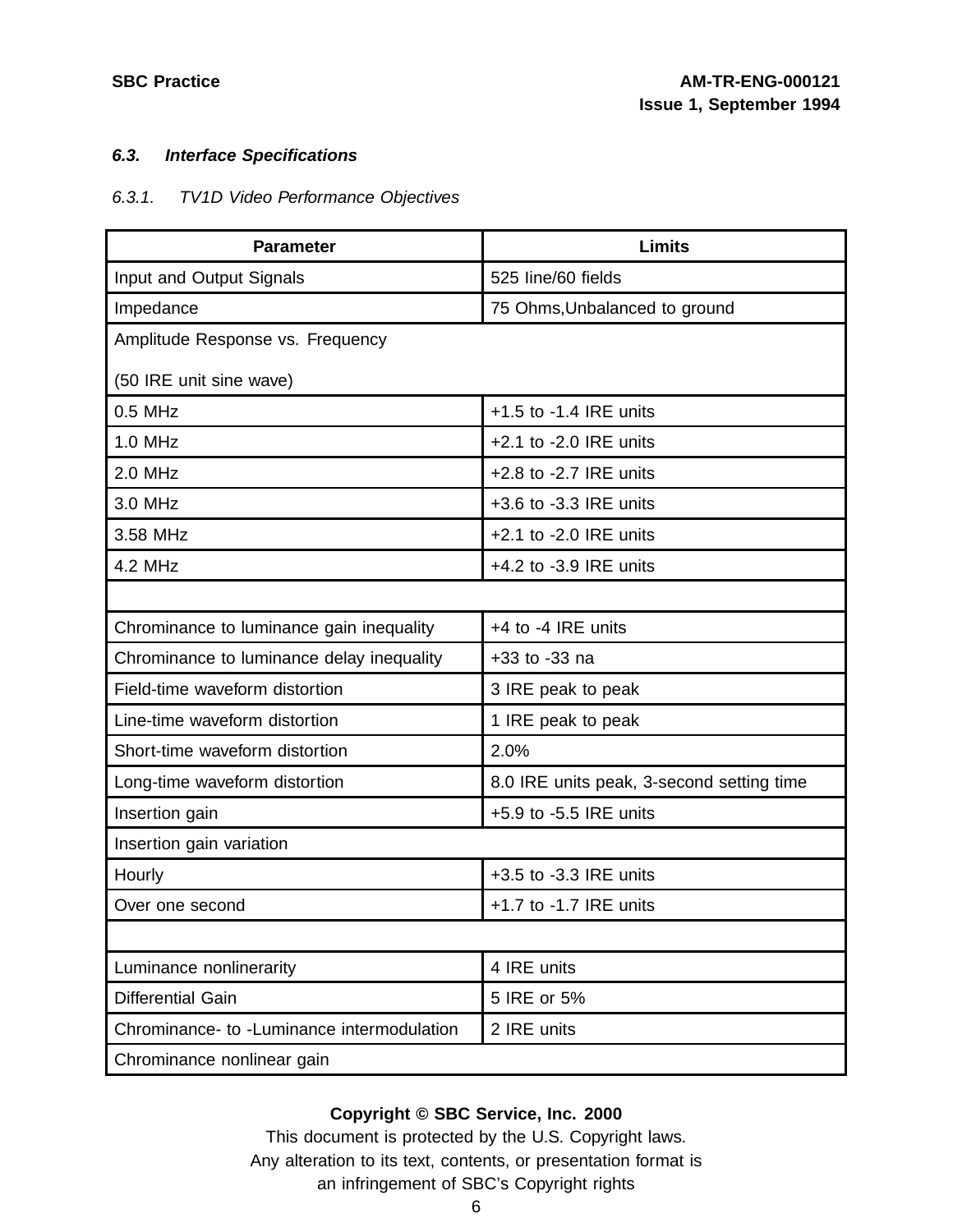### 6.3. *Interface Specifications*

#### 6.3.1. *TV1D Video Performance Objectives*

| Parameter | Limits |
|---|---|
| Input and Output Signals | 525 line/60 fields |
| Impedance | 75 Ohms,Unbalanced to ground |
| Amplitude Response vs. Frequency<br><br>(50 IRE unit sine wave) | |
| 0.5 MHz | +1.5 to -1.4 IRE units |
| 1.0 MHz | +2.1 to -2.0 IRE units |
| 2.0 MHz | +2.8 to -2.7 IRE units |
| 3.0 MHz | +3.6 to -3.3 IRE units |
| 3.58 MHz | +2.1 to -2.0 IRE units |
| 4.2 MHz | +4.2 to -3.9 IRE units |
| | |
| Chrominance to luminance gain inequality | +4 to -4 IRE units |
| Chrominance to luminance delay inequality | +33 to -33 na |
| Field-time waveform distortion | 3 IRE peak to peak |
| Line-time waveform distortion | 1 IRE peak to peak |
| Short-time waveform distortion | 2.0% |
| Long-time waveform distortion | 8.0 IRE units peak, 3-second setting time |
| Insertion gain | +5.9 to -5.5 IRE units |
| Insertion gain variation | |
| Hourly | +3.5 to -3.3 IRE units |
| Over one second | +1.7 to -1.7 IRE units |
| | |
| Luminance nonlinerarity | 4 IRE units |
| Differential Gain | 5 IRE or 5% |
| Chrominance- to -Luminance intermodulation | 2 IRE units |
| Chrominance nonlinear gain | |

**Copyright © SBC Service, Inc. 2000**

This document is protected by the U.S. Copyright laws.
Any alteration to its text, contents, or presentation format is
an infringement of SBC's Copyright rights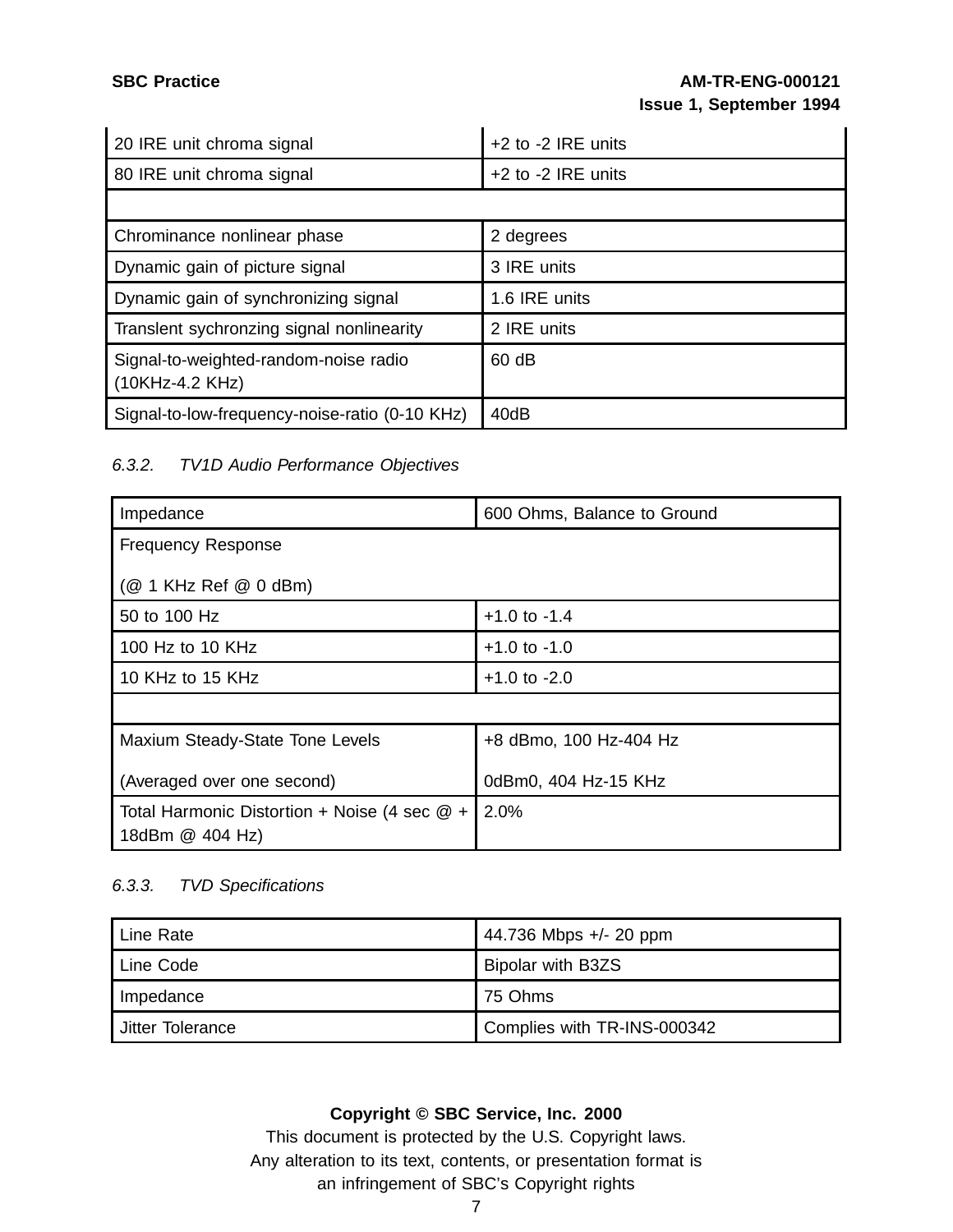| | |
|---|---|
| 20 IRE unit chroma signal | +2 to -2 IRE units |
| 80 IRE unit chroma signal | +2 to -2 IRE units |
| | |
| Chrominance nonlinear phase | 2 degrees |
| Dynamic gain of picture signal | 3 IRE units |
| Dynamic gain of synchronizing signal | 1.6 IRE units |
| Translent sychronzing signal nonlinearity | 2 IRE units |
| Signal-to-weighted-random-noise radio (10KHz-4.2 KHz) | 60 dB |
| Signal-to-low-frequency-noise-ratio (0-10 KHz) | 40dB |

### 6.3.2. *TV1D Audio Performance Objectives*

| | |
|---|---|
| Impedance | 600 Ohms, Balance to Ground |
| Frequency Response<br><br>(@ 1 KHz Ref @ 0 dBm) | |
| 50 to 100 Hz | +1.0 to -1.4 |
| 100 Hz to 10 KHz | +1.0 to -1.0 |
| 10 KHz to 15 KHz | +1.0 to -2.0 |
| | |
| Maxium Steady-State Tone Levels<br><br>(Averaged over one second) | +8 dBmo, 100 Hz-404 Hz<br><br>0dBm0, 404 Hz-15 KHz |
| Total Harmonic Distortion + Noise (4 sec @ + 18dBm @ 404 Hz) | 2.0% |

### 6.3.3. *TVD Specifications*

| | |
|---|---|
| Line Rate | 44.736 Mbps +/- 20 ppm |
| Line Code | Bipolar with B3ZS |
| Impedance | 75 Ohms |
| Jitter Tolerance | Complies with TR-INS-000342 |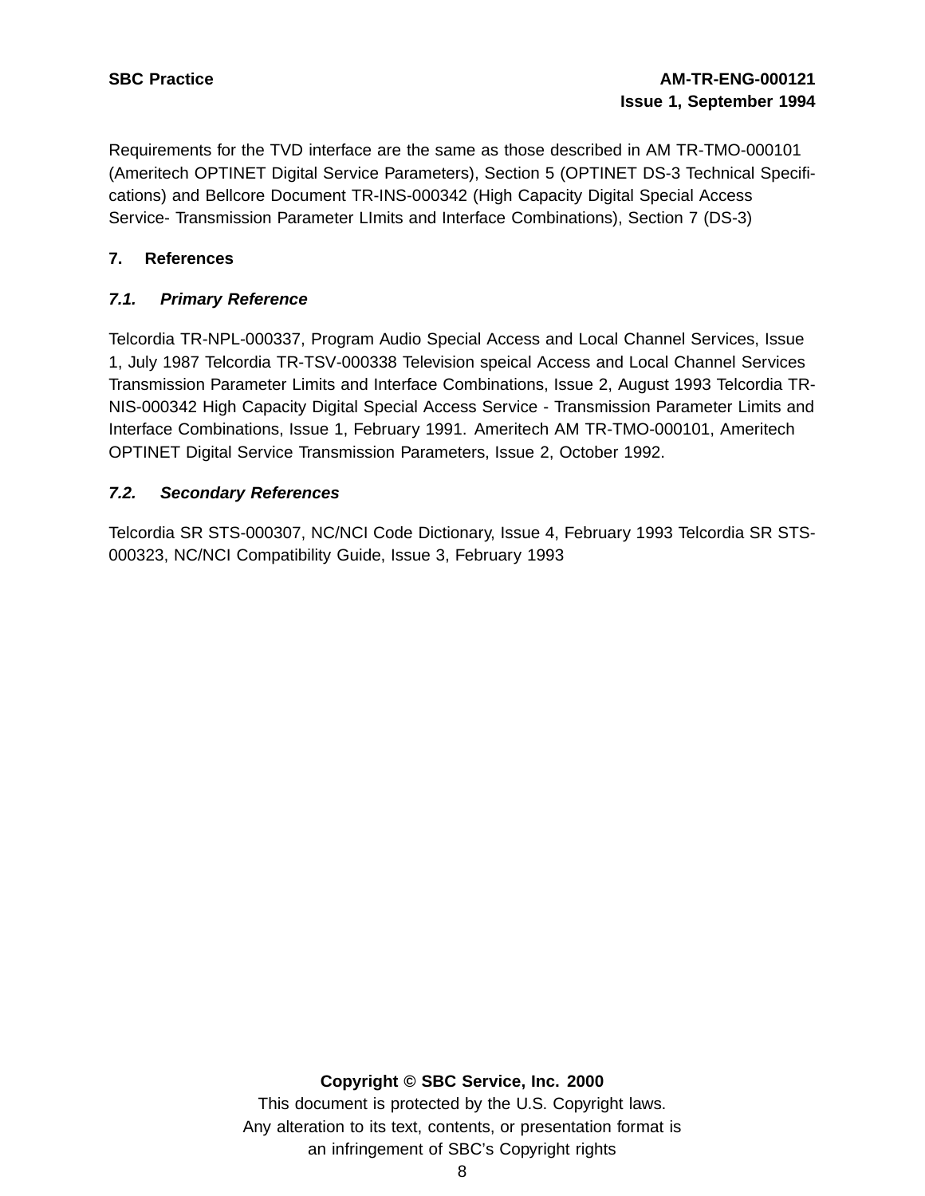Requirements for the TVD interface are the same as those described in AM TR-TMO-000101 (Ameritech OPTINET Digital Service Parameters), Section 5 (OPTINET DS-3 Technical Specifications) and Bellcore Document TR-INS-000342 (High Capacity Digital Special Access Service- Transmission Parameter LImits and Interface Combinations), Section 7 (DS-3)

## 7. References

### *7.1. Primary Reference*

Telcordia TR-NPL-000337, Program Audio Special Access and Local Channel Services, Issue 1, July 1987 Telcordia TR-TSV-000338 Television speical Access and Local Channel Services Transmission Parameter Limits and Interface Combinations, Issue 2, August 1993 Telcordia TR-NIS-000342 High Capacity Digital Special Access Service - Transmission Parameter Limits and Interface Combinations, Issue 1, February 1991. Ameritech AM TR-TMO-000101, Ameritech OPTINET Digital Service Transmission Parameters, Issue 2, October 1992.

### *7.2. Secondary References*

Telcordia SR STS-000307, NC/NCI Code Dictionary, Issue 4, February 1993 Telcordia SR STS-000323, NC/NCI Compatibility Guide, Issue 3, February 1993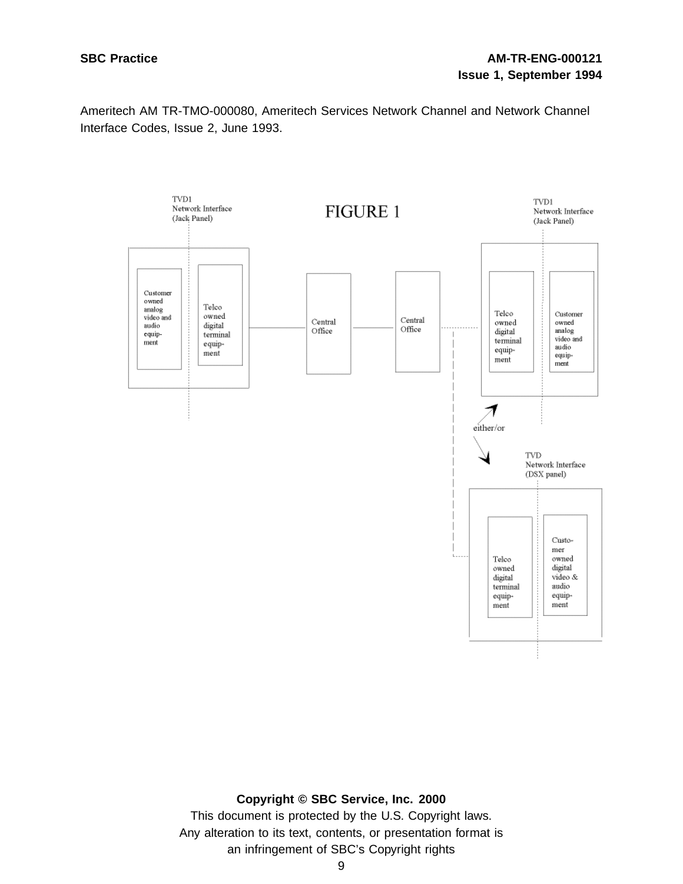Ameritech AM TR-TMO-000080, Ameritech Services Network Channel and Network Channel Interface Codes, Issue 2, June 1993.

FIGURE 1

TVD1
Network Interface
(Jack Panel)

Customer owned analog video and audio equip-ment

Telco owned digital terminal equip-ment

Central Office

Central Office

TVD1
Network Interface
(Jack Panel)

Telco owned digital terminal equip-ment

Customer owned analog video and audio equip-ment

either/or

TVD
Network Interface
(DSX panel)

Telco owned digital terminal equip-ment

Custo-mer owned digital video & audio equip-ment

**Copyright © SBC Service, Inc. 2000**

This document is protected by the U.S. Copyright laws.
Any alteration to its text, contents, or presentation format is an infringement of SBC's Copyright rights